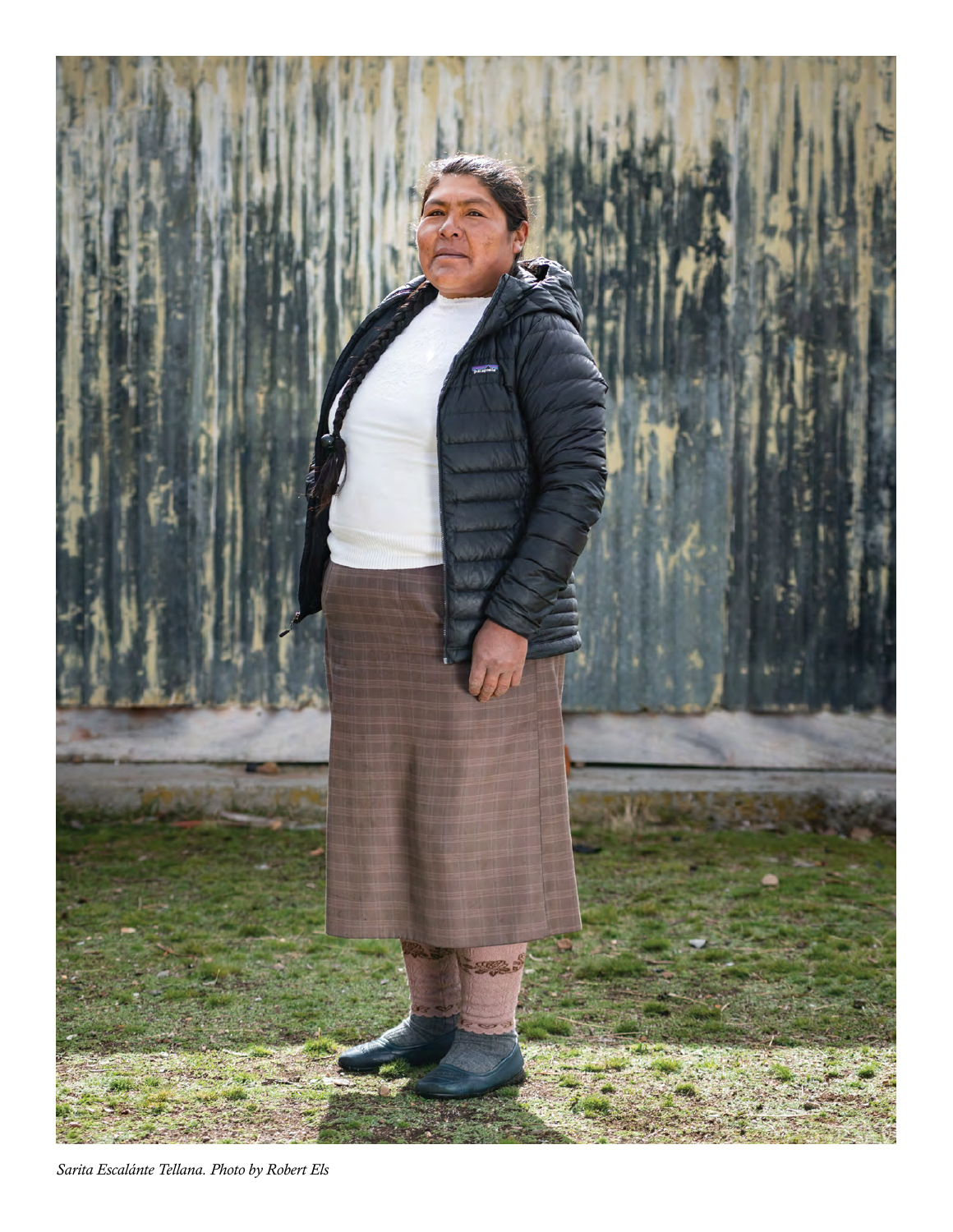*Sarita Escalánte Tellana. Photo by Robert Els*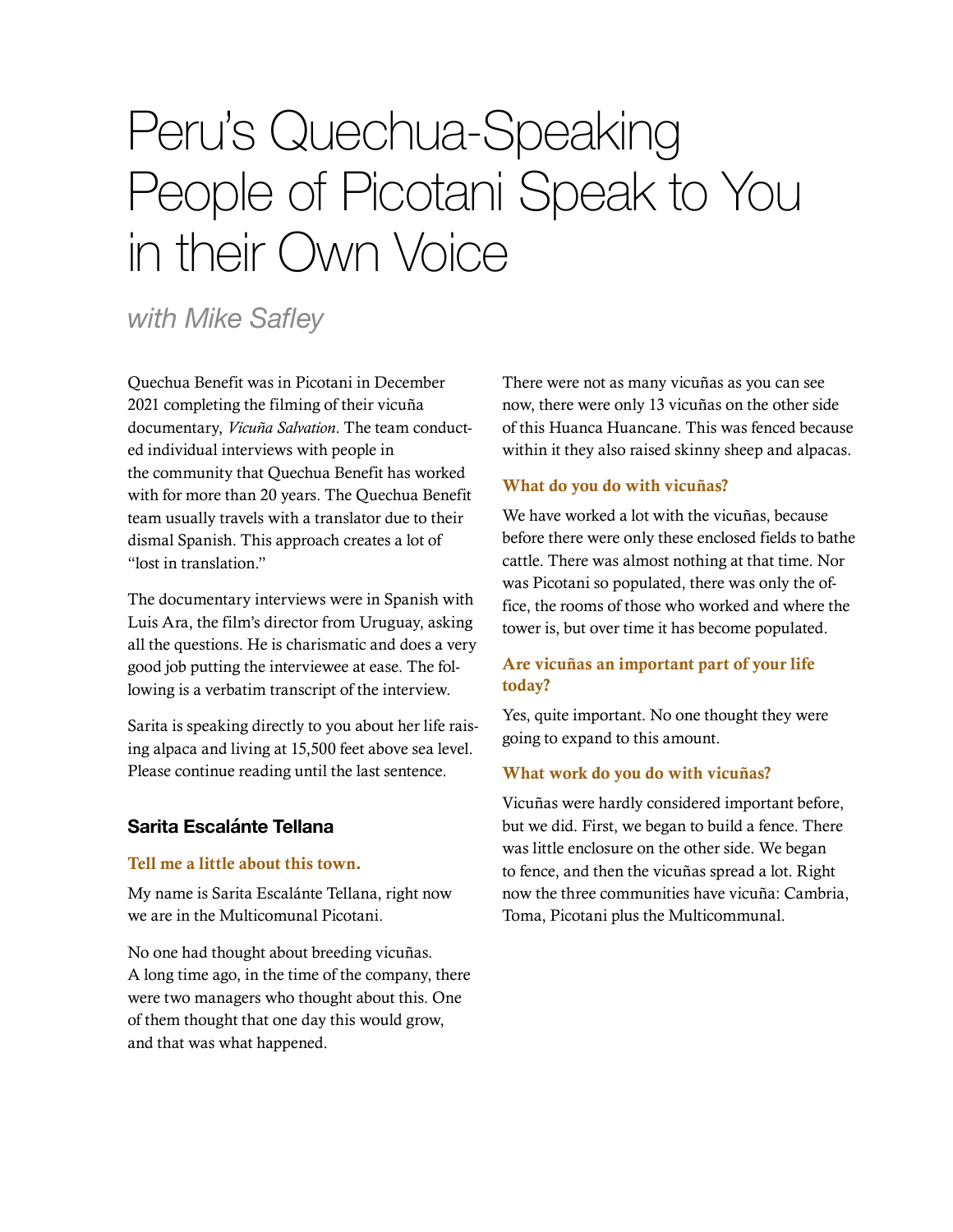# Peru's Quechua-Speaking People of Picotani Speak to You in their Own Voice

*with Mike Safley*

Quechua Benefit was in Picotani in December 2021 completing the filming of their vicuña documentary, *Vicuña Salvation*. The team conducted individual interviews with people in the community that Quechua Benefit has worked with for more than 20 years. The Quechua Benefit team usually travels with a translator due to their dismal Spanish. This approach creates a lot of "lost in translation."

The documentary interviews were in Spanish with Luis Ara, the film's director from Uruguay, asking all the questions. He is charismatic and does a very good job putting the interviewee at ease. The following is a verbatim transcript of the interview.

Sarita is speaking directly to you about her life raising alpaca and living at 15,500 feet above sea level. Please continue reading until the last sentence.

## Sarita Escalánte Tellana

### Tell me a little about this town.

My name is Sarita Escalánte Tellana, right now we are in the Multicomunal Picotani.

No one had thought about breeding vicuñas. A long time ago, in the time of the company, there were two managers who thought about this. One of them thought that one day this would grow, and that was what happened.

There were not as many vicuñas as you can see now, there were only 13 vicuñas on the other side of this Huanca Huancane. This was fenced because within it they also raised skinny sheep and alpacas.

### What do you do with vicuñas?

We have worked a lot with the vicuñas, because before there were only these enclosed fields to bathe cattle. There was almost nothing at that time. Nor was Picotani so populated, there was only the office, the rooms of those who worked and where the tower is, but over time it has become populated.

### Are vicuñas an important part of your life today?

Yes, quite important. No one thought they were going to expand to this amount.

### What work do you do with vicuñas?

Vicuñas were hardly considered important before, but we did. First, we began to build a fence. There was little enclosure on the other side. We began to fence, and then the vicuñas spread a lot. Right now the three communities have vicuña: Cambria, Toma, Picotani plus the Multicommunal.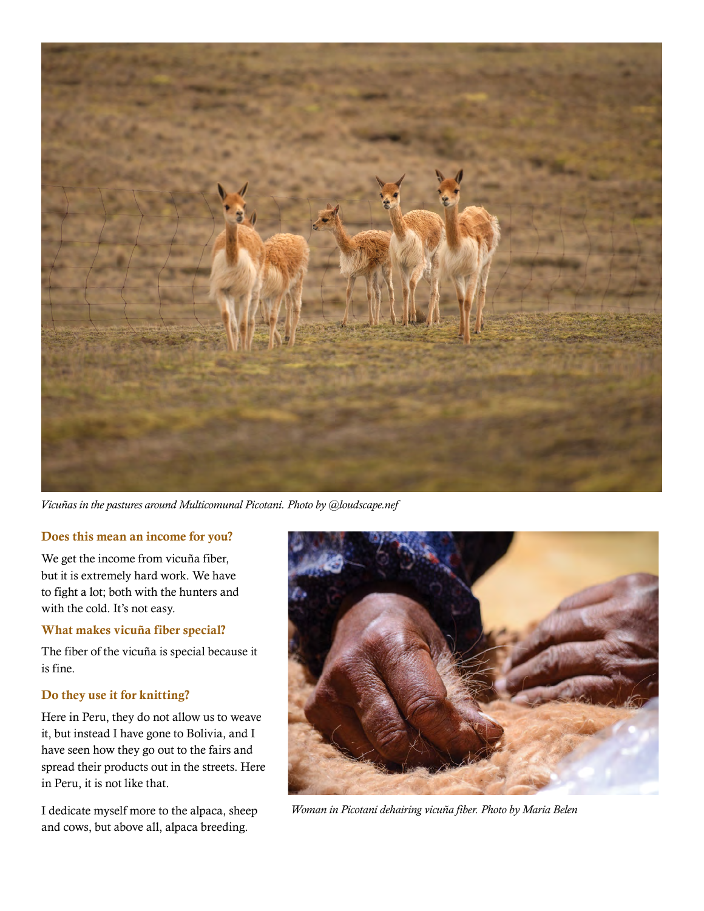*Vicuñas in the pastures around Multicomunal Picotani. Photo by @loudscape.nef*

### Does this mean an income for you?

We get the income from vicuña fiber, but it is extremely hard work. We have to fight a lot; both with the hunters and with the cold. It's not easy.

### What makes vicuña fiber special?

The fiber of the vicuña is special because it is fine.

### Do they use it for knitting?

Here in Peru, they do not allow us to weave it, but instead I have gone to Bolivia, and I have seen how they go out to the fairs and spread their products out in the streets. Here in Peru, it is not like that.

I dedicate myself more to the alpaca, sheep and cows, but above all, alpaca breeding.

*Woman in Picotani dehairing vicuña fiber. Photo by Maria Belen*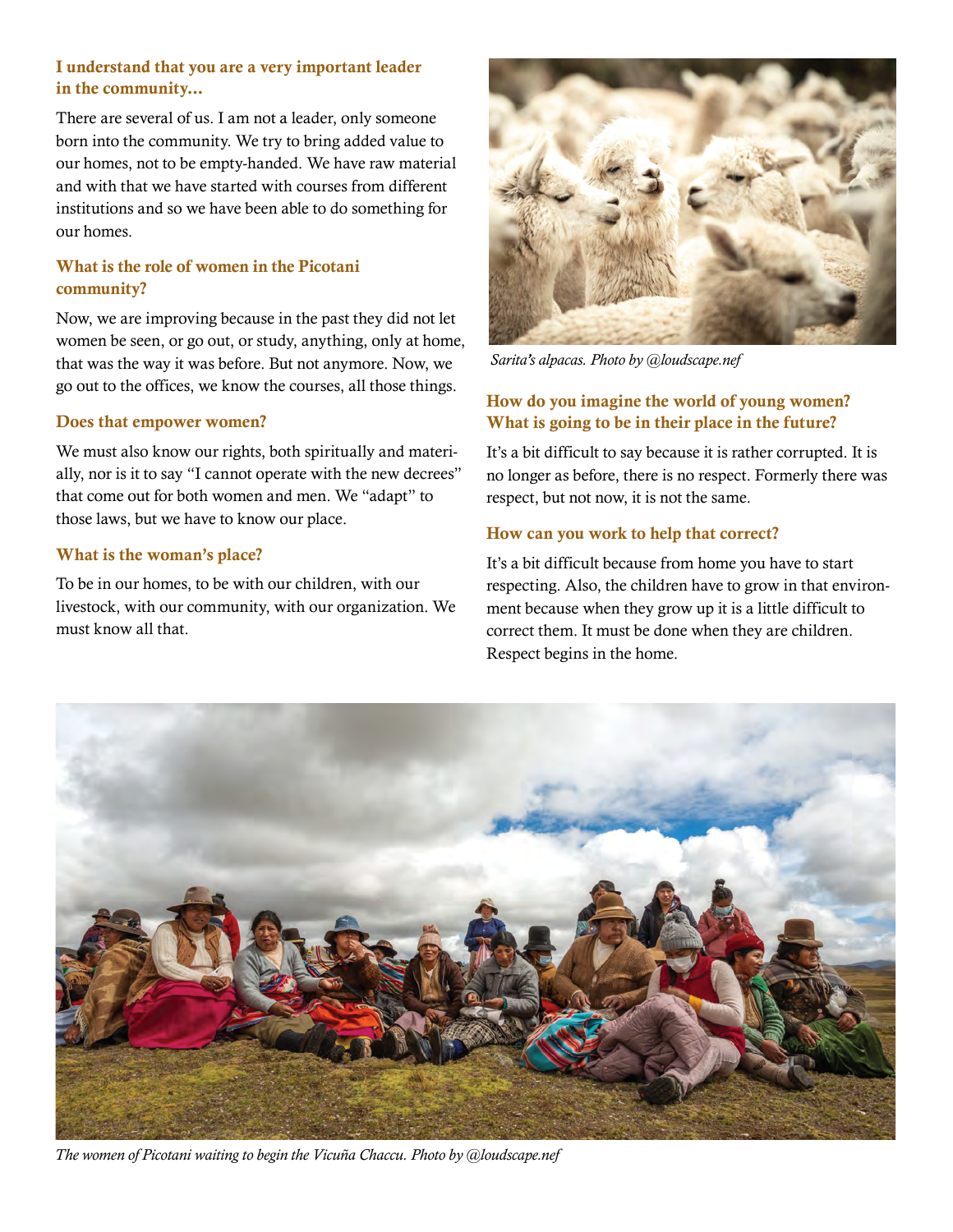### I understand that you are a very important leader in the community...

There are several of us. I am not a leader, only someone born into the community. We try to bring added value to our homes, not to be empty-handed. We have raw material and with that we have started with courses from different institutions and so we have been able to do something for our homes.

### What is the role of women in the Picotani community?

Now, we are improving because in the past they did not let women be seen, or go out, or study, anything, only at home, that was the way it was before. But not anymore. Now, we go out to the offices, we know the courses, all those things.

### Does that empower women?

We must also know our rights, both spiritually and materially, nor is it to say "I cannot operate with the new decrees" that come out for both women and men. We "adapt" to those laws, but we have to know our place.

### What is the woman's place?

To be in our homes, to be with our children, with our livestock, with our community, with our organization. We must know all that.

*Sarita's alpacas. Photo by @loudscape.nef*

### How do you imagine the world of young women? What is going to be in their place in the future?

It's a bit difficult to say because it is rather corrupted. It is no longer as before, there is no respect. Formerly there was respect, but not now, it is not the same.

### How can you work to help that correct?

It's a bit difficult because from home you have to start respecting. Also, the children have to grow in that environment because when they grow up it is a little difficult to correct them. It must be done when they are children. Respect begins in the home.

*The women of Picotani waiting to begin the Vicuña Chaccu. Photo by @loudscape.nef*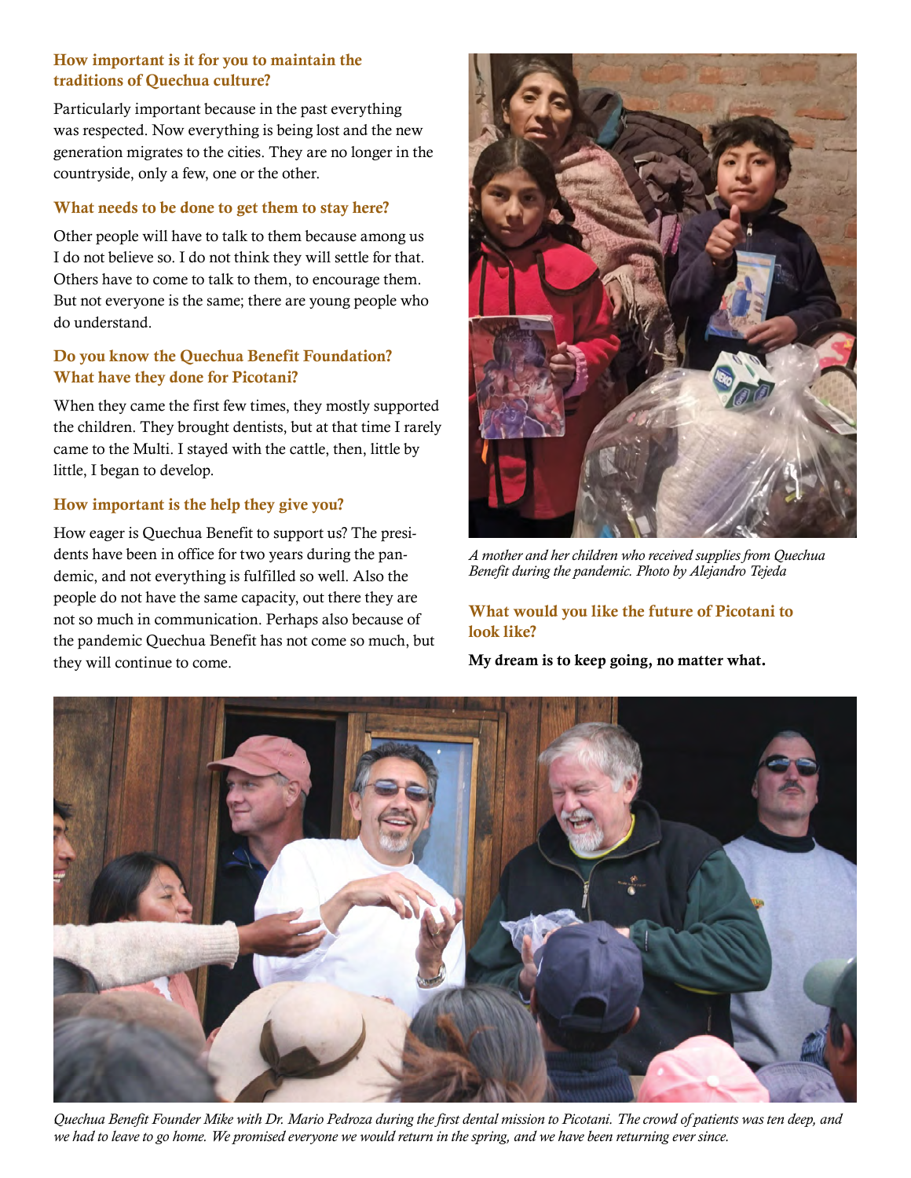### How important is it for you to maintain the traditions of Quechua culture?

Particularly important because in the past everything was respected. Now everything is being lost and the new generation migrates to the cities. They are no longer in the countryside, only a few, one or the other.

### What needs to be done to get them to stay here?

Other people will have to talk to them because among us I do not believe so. I do not think they will settle for that. Others have to come to talk to them, to encourage them. But not everyone is the same; there are young people who do understand.

### Do you know the Quechua Benefit Foundation? What have they done for Picotani?

When they came the first few times, they mostly supported the children. They brought dentists, but at that time I rarely came to the Multi. I stayed with the cattle, then, little by little, I began to develop.

### How important is the help they give you?

How eager is Quechua Benefit to support us? The presidents have been in office for two years during the pandemic, and not everything is fulfilled so well. Also the people do not have the same capacity, out there they are not so much in communication. Perhaps also because of the pandemic Quechua Benefit has not come so much, but they will continue to come.

*A mother and her children who received supplies from Quechua Benefit during the pandemic. Photo by Alejandro Tejeda*

### What would you like the future of Picotani to look like?

**My dream is to keep going, no matter what.**

*Quechua Benefit Founder Mike with Dr. Mario Pedroza during the first dental mission to Picotani. The crowd of patients was ten deep, and we had to leave to go home. We promised everyone we would return in the spring, and we have been returning ever since.*